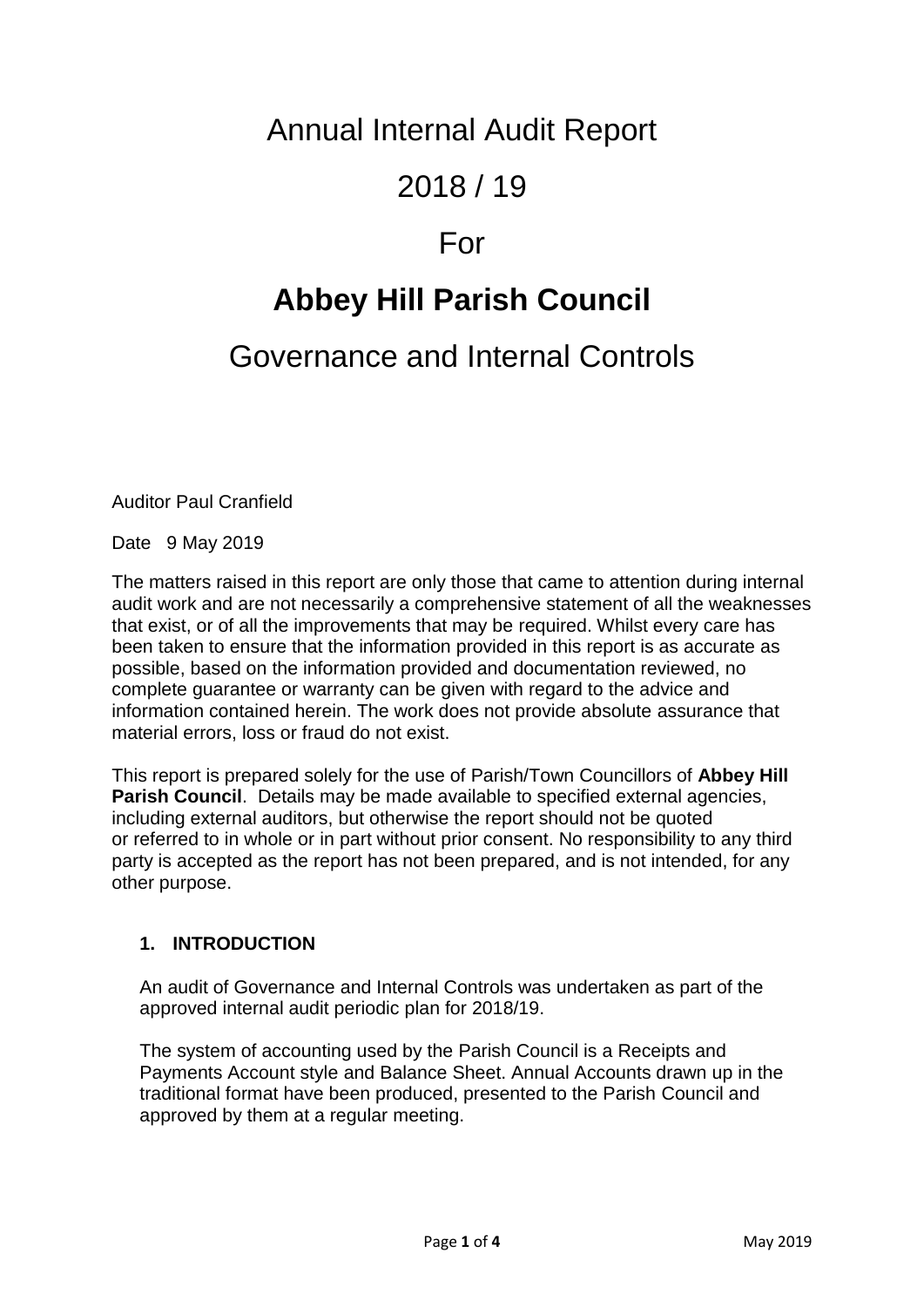# Annual Internal Audit Report

# 2018 / 19

# For

# **Abbey Hill Parish Council**

# Governance and Internal Controls

Auditor Paul Cranfield

Date 9 May 2019

The matters raised in this report are only those that came to attention during internal audit work and are not necessarily a comprehensive statement of all the weaknesses that exist, or of all the improvements that may be required. Whilst every care has been taken to ensure that the information provided in this report is as accurate as possible, based on the information provided and documentation reviewed, no complete guarantee or warranty can be given with regard to the advice and information contained herein. The work does not provide absolute assurance that material errors, loss or fraud do not exist.

This report is prepared solely for the use of Parish/Town Councillors of **Abbey Hill Parish Council**. Details may be made available to specified external agencies, including external auditors, but otherwise the report should not be quoted or referred to in whole or in part without prior consent. No responsibility to any third party is accepted as the report has not been prepared, and is not intended, for any other purpose.

## 1. INTRODUCTION

An audit of Governance and Internal Controls was undertaken as part of the approved internal audit periodic plan for 2018/19.

The system of accounting used by the Parish Council is a Receipts and Payments Account style and Balance Sheet. Annual Accounts drawn up in the traditional format have been produced, presented to the Parish Council and approved by them at a regular meeting.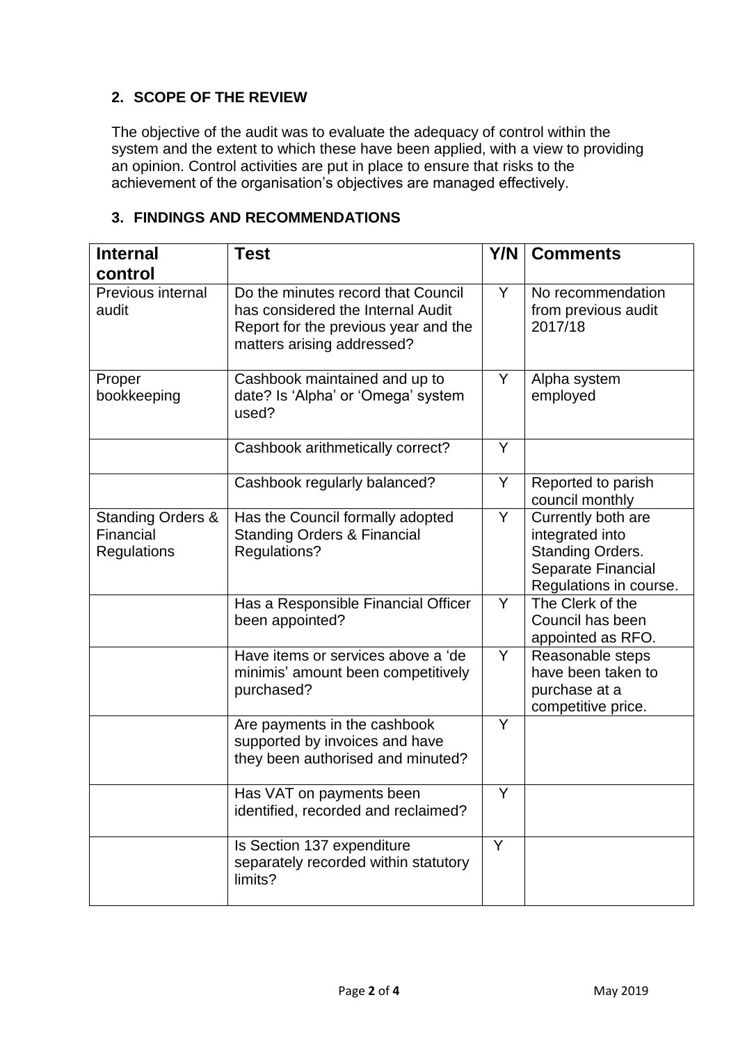## 2. SCOPE OF THE REVIEW

The objective of the audit was to evaluate the adequacy of control within the system and the extent to which these have been applied, with a view to providing an opinion. Control activities are put in place to ensure that risks to the achievement of the organisation's objectives are managed effectively.

## 3. FINDINGS AND RECOMMENDATIONS

| Internal control | Test | Y/N | Comments |
|---|---|---|---|
| Previous internal audit | Do the minutes record that Council has considered the Internal Audit Report for the previous year and the matters arising addressed? | Y | No recommendation from previous audit 2017/18 |
| Proper bookkeeping | Cashbook maintained and up to date? Is 'Alpha' or 'Omega' system used? | Y | Alpha system employed |
| | Cashbook arithmetically correct? | Y | |
| | Cashbook regularly balanced? | Y | Reported to parish council monthly |
| Standing Orders & Financial Regulations | Has the Council formally adopted Standing Orders & Financial Regulations? | Y | Currently both are integrated into Standing Orders. Separate Financial Regulations in course. |
| | Has a Responsible Financial Officer been appointed? | Y | The Clerk of the Council has been appointed as RFO. |
| | Have items or services above a 'de minimis' amount been competitively purchased? | Y | Reasonable steps have been taken to purchase at a competitive price. |
| | Are payments in the cashbook supported by invoices and have they been authorised and minuted? | Y | |
| | Has VAT on payments been identified, recorded and reclaimed? | Y | |
| | Is Section 137 expenditure separately recorded within statutory limits? | Y | |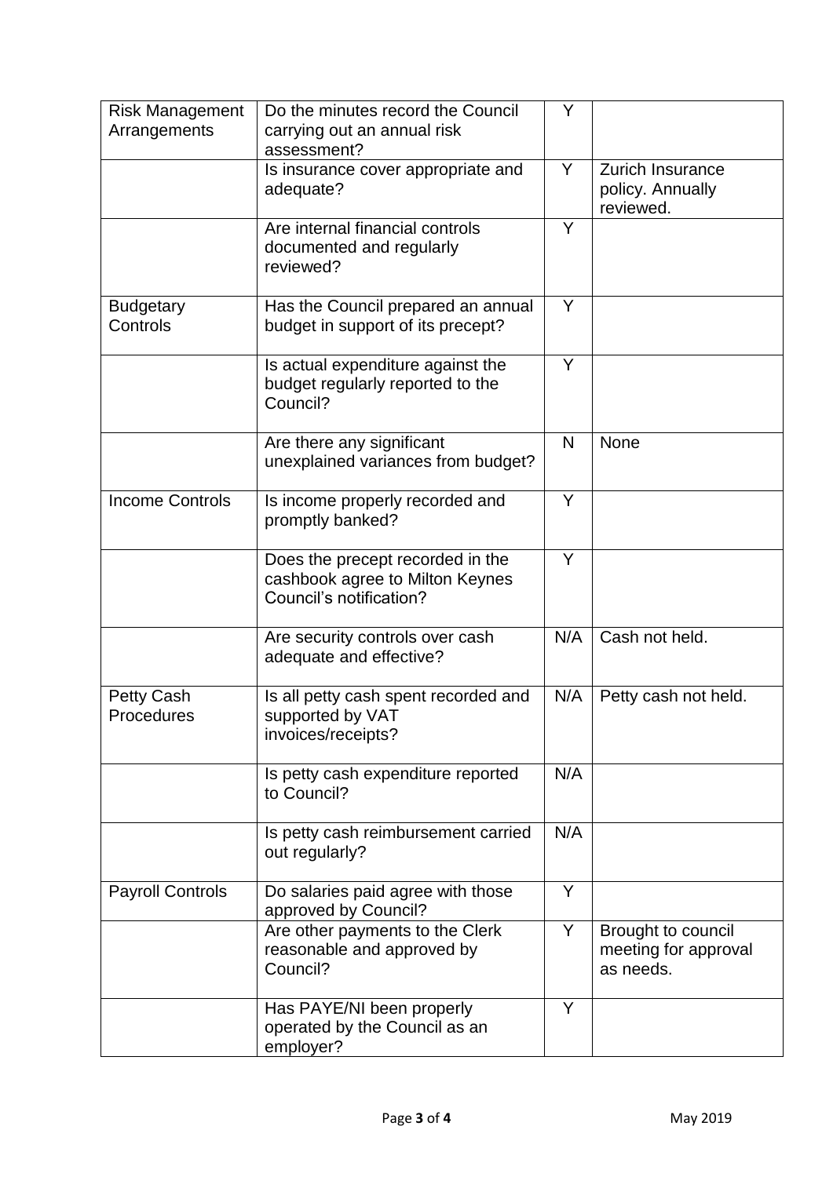| Risk Management Arrangements | Do the minutes record the Council carrying out an annual risk assessment? | Y | |
|---|---|---|---|
| | Is insurance cover appropriate and adequate? | Y | Zurich Insurance policy. Annually reviewed. |
| | Are internal financial controls documented and regularly reviewed? | Y | |
| Budgetary Controls | Has the Council prepared an annual budget in support of its precept? | Y | |
| | Is actual expenditure against the budget regularly reported to the Council? | Y | |
| | Are there any significant unexplained variances from budget? | N | None |
| Income Controls | Is income properly recorded and promptly banked? | Y | |
| | Does the precept recorded in the cashbook agree to Milton Keynes Council's notification? | Y | |
| | Are security controls over cash adequate and effective? | N/A | Cash not held. |
| Petty Cash Procedures | Is all petty cash spent recorded and supported by VAT invoices/receipts? | N/A | Petty cash not held. |
| | Is petty cash expenditure reported to Council? | N/A | |
| | Is petty cash reimbursement carried out regularly? | N/A | |
| Payroll Controls | Do salaries paid agree with those approved by Council? | Y | |
| | Are other payments to the Clerk reasonable and approved by Council? | Y | Brought to council meeting for approval as needs. |
| | Has PAYE/NI been properly operated by the Council as an employer? | Y | |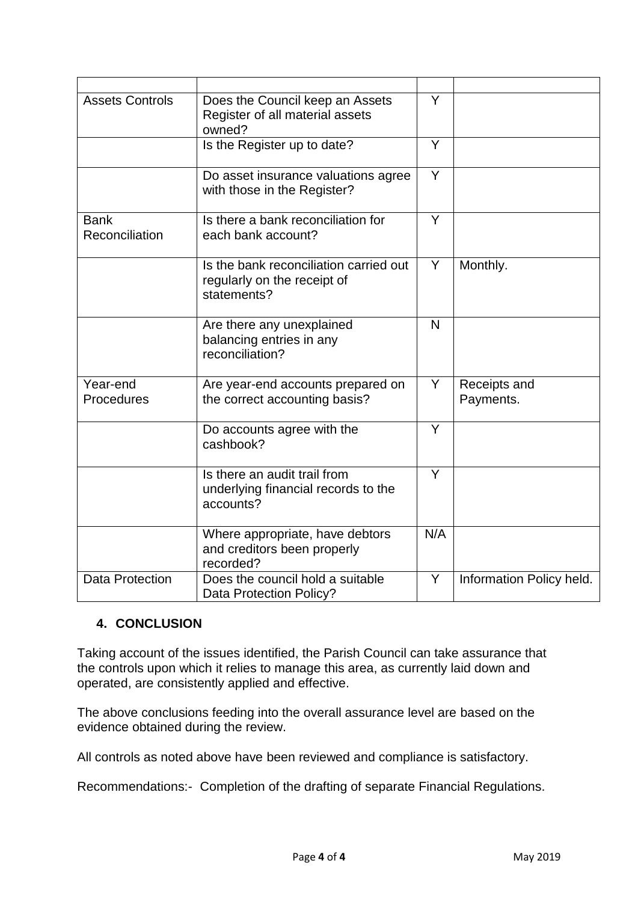| | | | |
|---|---|---|---|
| Assets Controls | Does the Council keep an Assets Register of all material assets owned? | Y | |
| | Is the Register up to date? | Y | |
| | Do asset insurance valuations agree with those in the Register? | Y | |
| Bank Reconciliation | Is there a bank reconciliation for each bank account? | Y | |
| | Is the bank reconciliation carried out regularly on the receipt of statements? | Y | Monthly. |
| | Are there any unexplained balancing entries in any reconciliation? | N | |
| Year-end Procedures | Are year-end accounts prepared on the correct accounting basis? | Y | Receipts and Payments. |
| | Do accounts agree with the cashbook? | Y | |
| | Is there an audit trail from underlying financial records to the accounts? | Y | |
| | Where appropriate, have debtors and creditors been properly recorded? | N/A | |
| Data Protection | Does the council hold a suitable Data Protection Policy? | Y | Information Policy held. |

## 4. CONCLUSION

Taking account of the issues identified, the Parish Council can take assurance that the controls upon which it relies to manage this area, as currently laid down and operated, are consistently applied and effective.

The above conclusions feeding into the overall assurance level are based on the evidence obtained during the review.

All controls as noted above have been reviewed and compliance is satisfactory.

Recommendations:- Completion of the drafting of separate Financial Regulations.